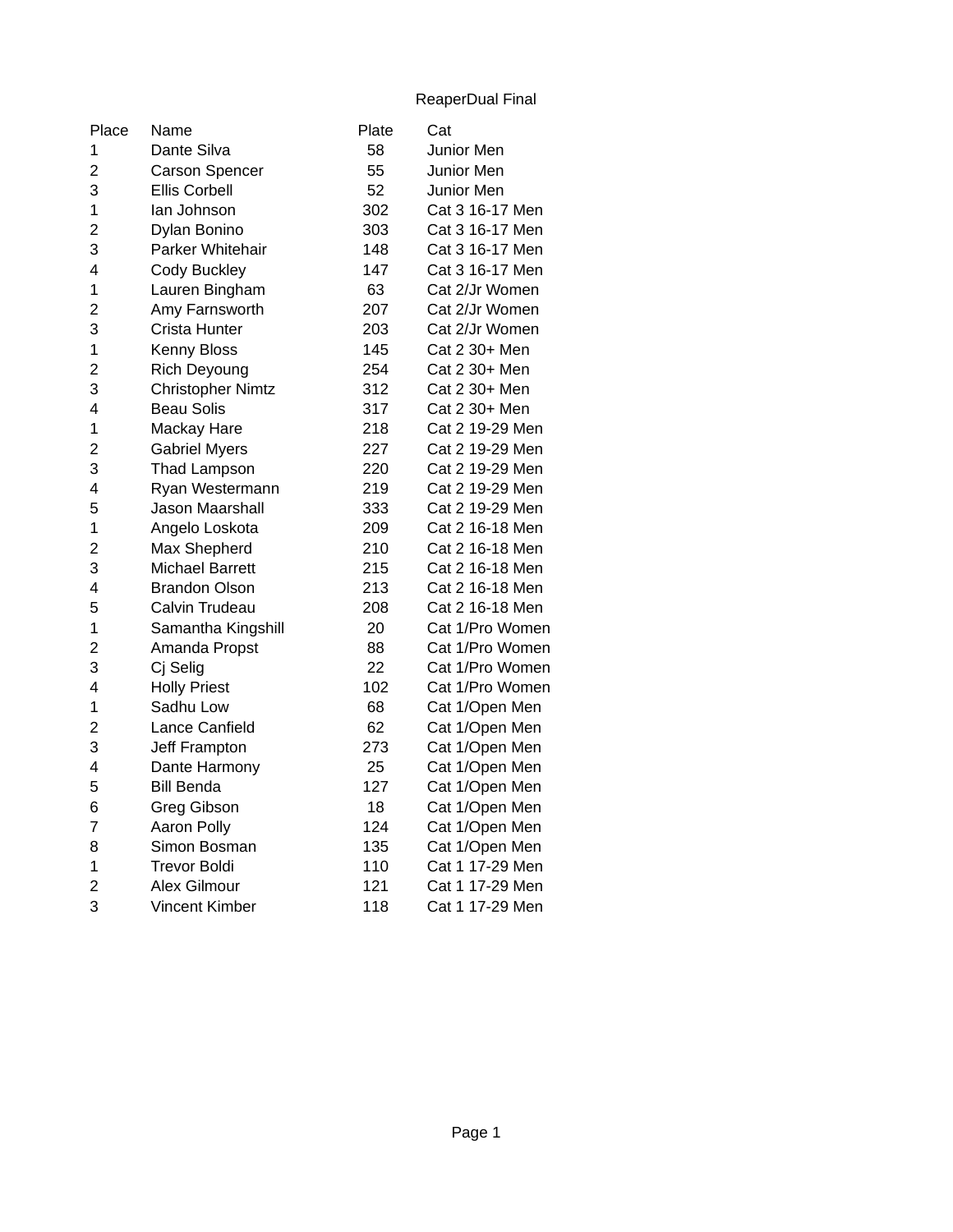ReaperDual Final

| Place | Name | Plate | Cat |
|---|---|---|---|
| 1 | Dante Silva | 58 | Junior Men |
| 2 | Carson Spencer | 55 | Junior Men |
| 3 | Ellis Corbell | 52 | Junior Men |
| 1 | Ian Johnson | 302 | Cat 3 16-17 Men |
| 2 | Dylan Bonino | 303 | Cat 3 16-17 Men |
| 3 | Parker Whitehair | 148 | Cat 3 16-17 Men |
| 4 | Cody Buckley | 147 | Cat 3 16-17 Men |
| 1 | Lauren Bingham | 63 | Cat 2/Jr Women |
| 2 | Amy Farnsworth | 207 | Cat 2/Jr Women |
| 3 | Crista Hunter | 203 | Cat 2/Jr Women |
| 1 | Kenny Bloss | 145 | Cat 2 30+ Men |
| 2 | Rich Deyoung | 254 | Cat 2 30+ Men |
| 3 | Christopher Nimtz | 312 | Cat 2 30+ Men |
| 4 | Beau Solis | 317 | Cat 2 30+ Men |
| 1 | Mackay Hare | 218 | Cat 2 19-29 Men |
| 2 | Gabriel Myers | 227 | Cat 2 19-29 Men |
| 3 | Thad Lampson | 220 | Cat 2 19-29 Men |
| 4 | Ryan Westermann | 219 | Cat 2 19-29 Men |
| 5 | Jason Maarshall | 333 | Cat 2 19-29 Men |
| 1 | Angelo Loskota | 209 | Cat 2 16-18 Men |
| 2 | Max Shepherd | 210 | Cat 2 16-18 Men |
| 3 | Michael Barrett | 215 | Cat 2 16-18 Men |
| 4 | Brandon Olson | 213 | Cat 2 16-18 Men |
| 5 | Calvin Trudeau | 208 | Cat 2 16-18 Men |
| 1 | Samantha Kingshill | 20 | Cat 1/Pro Women |
| 2 | Amanda Propst | 88 | Cat 1/Pro Women |
| 3 | Cj Selig | 22 | Cat 1/Pro Women |
| 4 | Holly Priest | 102 | Cat 1/Pro Women |
| 1 | Sadhu Low | 68 | Cat 1/Open Men |
| 2 | Lance Canfield | 62 | Cat 1/Open Men |
| 3 | Jeff Frampton | 273 | Cat 1/Open Men |
| 4 | Dante Harmony | 25 | Cat 1/Open Men |
| 5 | Bill Benda | 127 | Cat 1/Open Men |
| 6 | Greg Gibson | 18 | Cat 1/Open Men |
| 7 | Aaron Polly | 124 | Cat 1/Open Men |
| 8 | Simon Bosman | 135 | Cat 1/Open Men |
| 1 | Trevor Boldi | 110 | Cat 1 17-29 Men |
| 2 | Alex Gilmour | 121 | Cat 1 17-29 Men |
| 3 | Vincent Kimber | 118 | Cat 1 17-29 Men |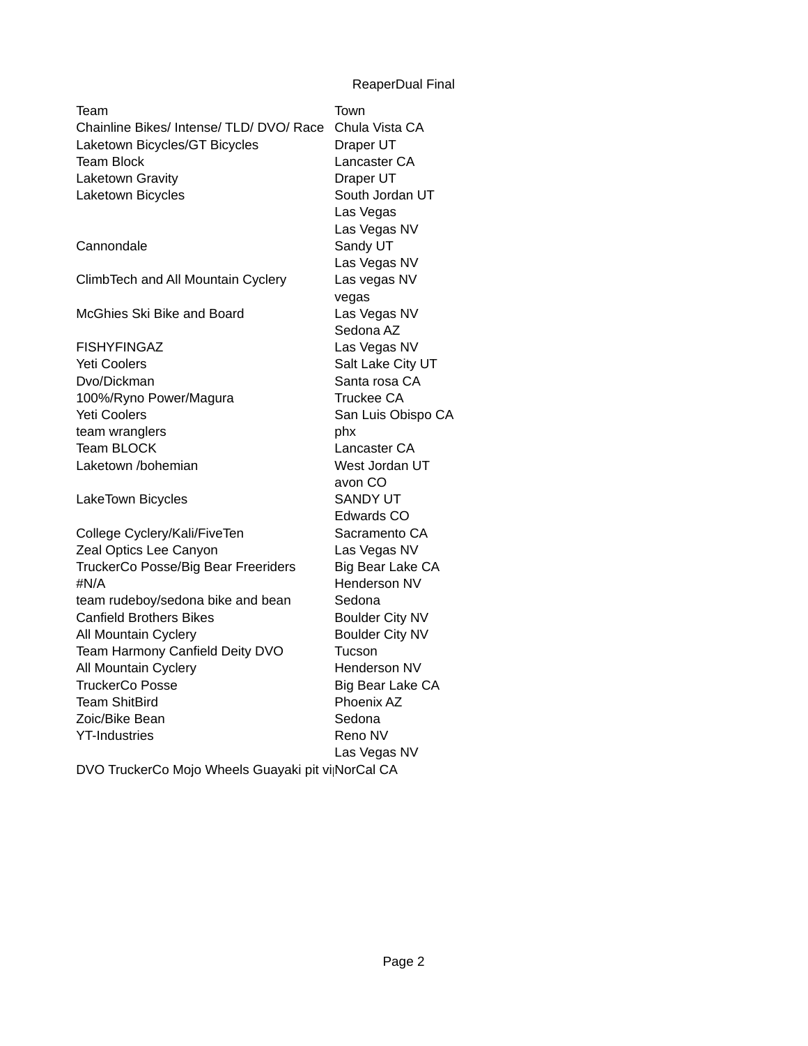ReaperDual Final

| Team | Town |
|---|---|
| Chainline Bikes/ Intense/ TLD/ DVO/ Race | Chula Vista CA |
| Laketown Bicycles/GT Bicycles | Draper UT |
| Team Block | Lancaster CA |
| Laketown Gravity | Draper UT |
| Laketown Bicycles | South Jordan UT |
| | Las Vegas |
| | Las Vegas NV |
| Cannondale | Sandy UT |
| | Las Vegas NV |
| ClimbTech and All Mountain Cyclery | Las vegas NV |
| | vegas |
| McGhies Ski Bike and Board | Las Vegas NV |
| | Sedona AZ |
| FISHYFINGAZ | Las Vegas NV |
| Yeti Coolers | Salt Lake City UT |
| Dvo/Dickman | Santa rosa CA |
| 100%/Ryno Power/Magura | Truckee CA |
| Yeti Coolers | San Luis Obispo CA |
| team wranglers | phx |
| Team BLOCK | Lancaster CA |
| Laketown /bohemian | West Jordan UT |
| | avon CO |
| LakeTown Bicycles | SANDY UT |
| | Edwards CO |
| College Cyclery/Kali/FiveTen | Sacramento CA |
| Zeal Optics Lee Canyon | Las Vegas NV |
| TruckerCo Posse/Big Bear Freeriders | Big Bear Lake CA |
| #N/A | Henderson NV |
| team rudeboy/sedona bike and bean | Sedona |
| Canfield Brothers Bikes | Boulder City NV |
| All Mountain Cyclery | Boulder City NV |
| Team Harmony Canfield Deity DVO | Tucson |
| All Mountain Cyclery | Henderson NV |
| TruckerCo Posse | Big Bear Lake CA |
| Team ShitBird | Phoenix AZ |
| Zoic/Bike Bean | Sedona |
| YT-Industries | Reno NV |
| | Las Vegas NV |
| DVO TruckerCo Mojo Wheels Guayaki pit vi | NorCal CA |